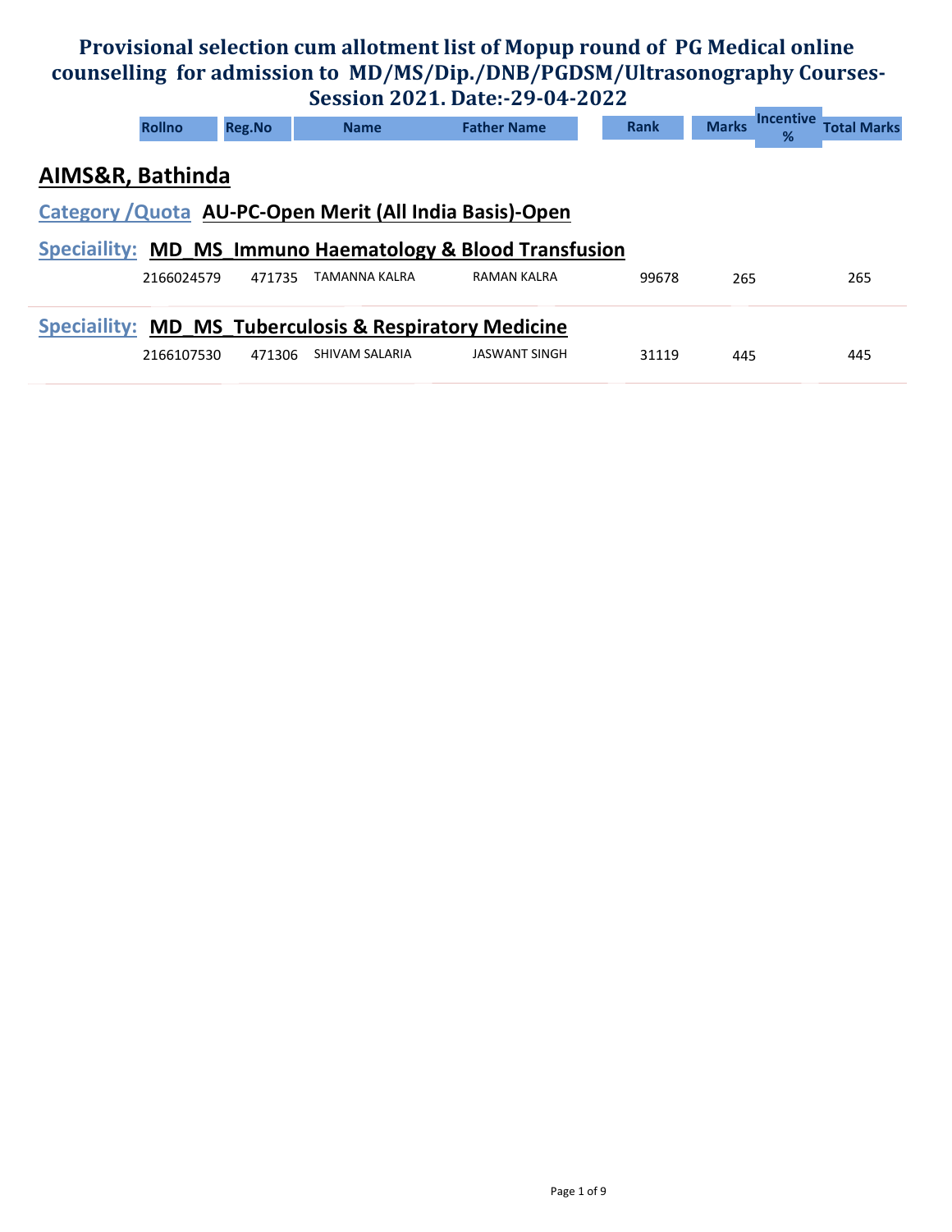# Provisional selection cum allotment list of Mopup round of PG Medical online counselling for admission to MD/MS/Dip./DNB/PGDSM/Ultrasonography Courses-Session 2021. Date:-29-04-2022

## AIMS&R, Bathinda

### Category /Quota AU-PC-Open Merit (All India Basis)-Open

**Speciaility: MD_MS_Immuno Haematology & Blood Transfusion**

| Rollno | Reg.No | Name | Father Name | Rank | Marks | Incentive % | Total Marks |
|---|---|---|---|---|---|---|---|
| 2166024579 | 471735 | TAMANNA KALRA | RAMAN KALRA | 99678 | 265 | | 265 |

**Speciaility: MD_MS_Tuberculosis & Respiratory Medicine**

| Rollno | Reg.No | Name | Father Name | Rank | Marks | Incentive % | Total Marks |
|---|---|---|---|---|---|---|---|
| 2166107530 | 471306 | SHIVAM SALARIA | JASWANT SINGH | 31119 | 445 | | 445 |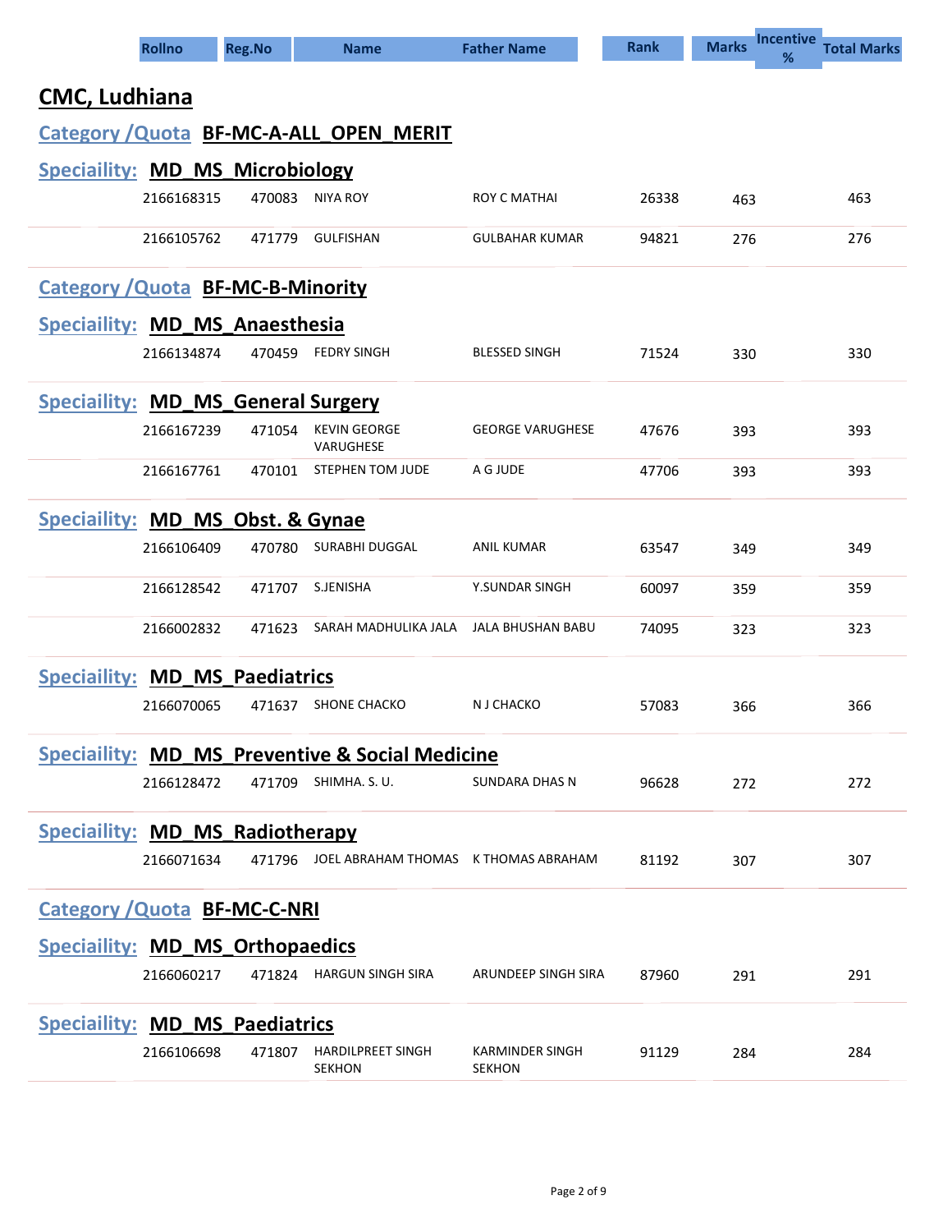| Rollno | Reg.No | Name | Father Name | Rank | Marks | Incentive % | Total Marks |
|---|---|---|---|---|---|---|---|

## CMC, Ludhiana

### Category /Quota BF-MC-A-ALL_OPEN_MERIT

#### Speciaility: MD_MS_Microbiology

| Rollno | Reg.No | Name | Father Name | Rank | Marks | Incentive % | Total Marks |
|---|---|---|---|---|---|---|---|
| 2166168315 | 470083 | NIYA ROY | ROY C MATHAI | 26338 | 463 | | 463 |
| 2166105762 | 471779 | GULFISHAN | GULBAHAR KUMAR | 94821 | 276 | | 276 |

### Category /Quota BF-MC-B-Minority

#### Speciaility: MD_MS_Anaesthesia

| Rollno | Reg.No | Name | Father Name | Rank | Marks | Incentive % | Total Marks |
|---|---|---|---|---|---|---|---|
| 2166134874 | 470459 | FEDRY SINGH | BLESSED SINGH | 71524 | 330 | | 330 |

#### Speciaility: MD_MS_General Surgery

| Rollno | Reg.No | Name | Father Name | Rank | Marks | Incentive % | Total Marks |
|---|---|---|---|---|---|---|---|
| 2166167239 | 471054 | KEVIN GEORGE VARUGHESE | GEORGE VARUGHESE | 47676 | 393 | | 393 |
| 2166167761 | 470101 | STEPHEN TOM JUDE | A G JUDE | 47706 | 393 | | 393 |

#### Speciaility: MD_MS_Obst. & Gynae

| Rollno | Reg.No | Name | Father Name | Rank | Marks | Incentive % | Total Marks |
|---|---|---|---|---|---|---|---|
| 2166106409 | 470780 | SURABHI DUGGAL | ANIL KUMAR | 63547 | 349 | | 349 |
| 2166128542 | 471707 | S.JENISHA | Y.SUNDAR SINGH | 60097 | 359 | | 359 |
| 2166002832 | 471623 | SARAH MADHULIKA JALA | JALA BHUSHAN BABU | 74095 | 323 | | 323 |

#### Speciaility: MD_MS_Paediatrics

| Rollno | Reg.No | Name | Father Name | Rank | Marks | Incentive % | Total Marks |
|---|---|---|---|---|---|---|---|
| 2166070065 | 471637 | SHONE CHACKO | N J CHACKO | 57083 | 366 | | 366 |

#### Speciaility: MD_MS_Preventive & Social Medicine

| Rollno | Reg.No | Name | Father Name | Rank | Marks | Incentive % | Total Marks |
|---|---|---|---|---|---|---|---|
| 2166128472 | 471709 | SHIMHA. S. U. | SUNDARA DHAS N | 96628 | 272 | | 272 |

#### Speciaility: MD_MS_Radiotherapy

| Rollno | Reg.No | Name | Father Name | Rank | Marks | Incentive % | Total Marks |
|---|---|---|---|---|---|---|---|
| 2166071634 | 471796 | JOEL ABRAHAM THOMAS | K THOMAS ABRAHAM | 81192 | 307 | | 307 |

### Category /Quota BF-MC-C-NRI

#### Speciaility: MD_MS_Orthopaedics

| Rollno | Reg.No | Name | Father Name | Rank | Marks | Incentive % | Total Marks |
|---|---|---|---|---|---|---|---|
| 2166060217 | 471824 | HARGUN SINGH SIRA | ARUNDEEP SINGH SIRA | 87960 | 291 | | 291 |

#### Speciaility: MD_MS_Paediatrics

| Rollno | Reg.No | Name | Father Name | Rank | Marks | Incentive % | Total Marks |
|---|---|---|---|---|---|---|---|
| 2166106698 | 471807 | HARDILPREET SINGH SEKHON | KARMINDER SINGH SEKHON | 91129 | 284 | | 284 |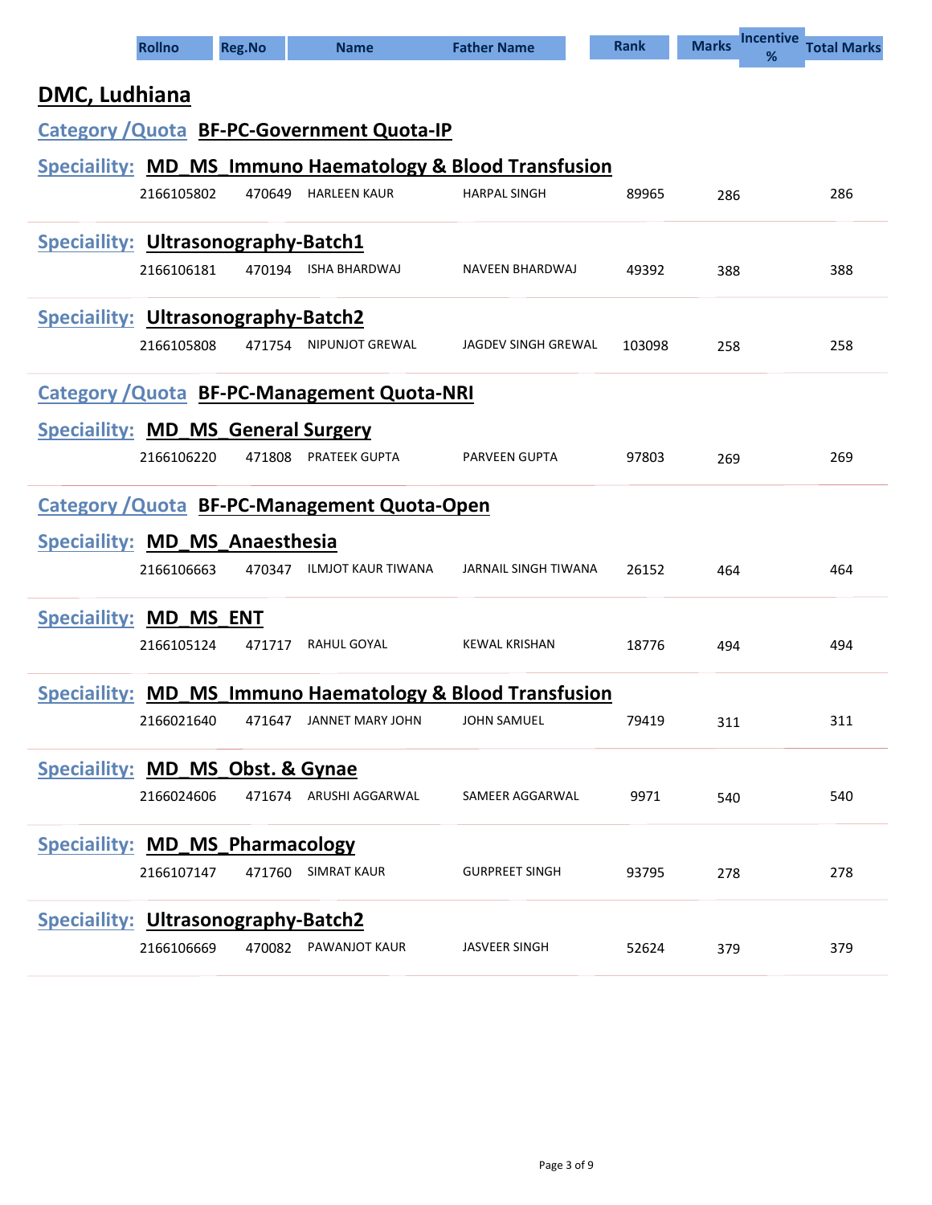| Rollno | Reg.No | Name | Father Name | Rank | Marks | Incentive % | Total Marks |
|---|---|---|---|---|---|---|---|

## DMC, Ludhiana

### Category /Quota BF-PC-Government Quota-IP

#### Speciaility: MD_MS_Immuno Haematology & Blood Transfusion

| Rollno | Reg.No | Name | Father Name | Rank | Marks | Incentive % | Total Marks |
|---|---|---|---|---|---|---|---|
| 2166105802 | 470649 | HARLEEN KAUR | HARPAL SINGH | 89965 | 286 | | 286 |

#### Speciaility: Ultrasonography-Batch1

| Rollno | Reg.No | Name | Father Name | Rank | Marks | Incentive % | Total Marks |
|---|---|---|---|---|---|---|---|
| 2166106181 | 470194 | ISHA BHARDWAJ | NAVEEN BHARDWAJ | 49392 | 388 | | 388 |

#### Speciaility: Ultrasonography-Batch2

| Rollno | Reg.No | Name | Father Name | Rank | Marks | Incentive % | Total Marks |
|---|---|---|---|---|---|---|---|
| 2166105808 | 471754 | NIPUNJOT GREWAL | JAGDEV SINGH GREWAL | 103098 | 258 | | 258 |

### Category /Quota BF-PC-Management Quota-NRI

#### Speciaility: MD_MS_General Surgery

| Rollno | Reg.No | Name | Father Name | Rank | Marks | Incentive % | Total Marks |
|---|---|---|---|---|---|---|---|
| 2166106220 | 471808 | PRATEEK GUPTA | PARVEEN GUPTA | 97803 | 269 | | 269 |

### Category /Quota BF-PC-Management Quota-Open

#### Speciaility: MD_MS_Anaesthesia

| Rollno | Reg.No | Name | Father Name | Rank | Marks | Incentive % | Total Marks |
|---|---|---|---|---|---|---|---|
| 2166106663 | 470347 | ILMJOT KAUR TIWANA | JARNAIL SINGH TIWANA | 26152 | 464 | | 464 |

#### Speciaility: MD_MS_ENT

| Rollno | Reg.No | Name | Father Name | Rank | Marks | Incentive % | Total Marks |
|---|---|---|---|---|---|---|---|
| 2166105124 | 471717 | RAHUL GOYAL | KEWAL KRISHAN | 18776 | 494 | | 494 |

#### Speciaility: MD_MS_Immuno Haematology & Blood Transfusion

| Rollno | Reg.No | Name | Father Name | Rank | Marks | Incentive % | Total Marks |
|---|---|---|---|---|---|---|---|
| 2166021640 | 471647 | JANNET MARY JOHN | JOHN SAMUEL | 79419 | 311 | | 311 |

#### Speciaility: MD_MS_Obst. & Gynae

| Rollno | Reg.No | Name | Father Name | Rank | Marks | Incentive % | Total Marks |
|---|---|---|---|---|---|---|---|
| 2166024606 | 471674 | ARUSHI AGGARWAL | SAMEER AGGARWAL | 9971 | 540 | | 540 |

#### Speciaility: MD_MS_Pharmacology

| Rollno | Reg.No | Name | Father Name | Rank | Marks | Incentive % | Total Marks |
|---|---|---|---|---|---|---|---|
| 2166107147 | 471760 | SIMRAT KAUR | GURPREET SINGH | 93795 | 278 | | 278 |

#### Speciaility: Ultrasonography-Batch2

| Rollno | Reg.No | Name | Father Name | Rank | Marks | Incentive % | Total Marks |
|---|---|---|---|---|---|---|---|
| 2166106669 | 470082 | PAWANJOT KAUR | JASVEER SINGH | 52624 | 379 | | 379 |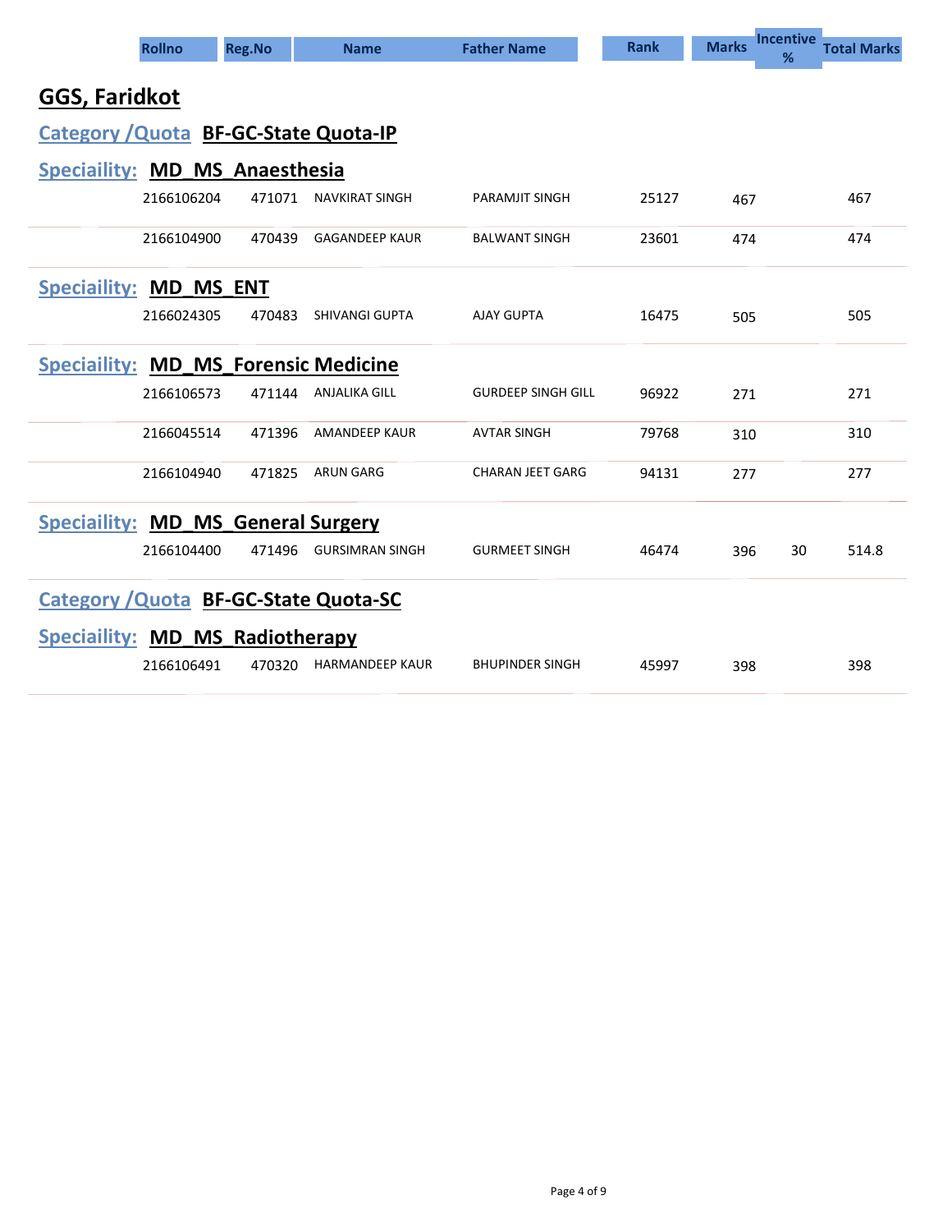| Rollno | Reg.No | Name | Father Name | Rank | Marks | Incentive % | Total Marks |
|---|---|---|---|---|---|---|---|

## GGS, Faridkot

### Category /Quota BF-GC-State Quota-IP

#### Speciaility: MD_MS_Anaesthesia

| Rollno | Reg.No | Name | Father Name | Rank | Marks | Incentive % | Total Marks |
|---|---|---|---|---|---|---|---|
| 2166106204 | 471071 | NAVKIRAT SINGH | PARAMJIT SINGH | 25127 | 467 | | 467 |
| 2166104900 | 470439 | GAGANDEEP KAUR | BALWANT SINGH | 23601 | 474 | | 474 |

#### Speciaility: MD_MS_ENT

| Rollno | Reg.No | Name | Father Name | Rank | Marks | Incentive % | Total Marks |
|---|---|---|---|---|---|---|---|
| 2166024305 | 470483 | SHIVANGI GUPTA | AJAY GUPTA | 16475 | 505 | | 505 |

#### Speciaility: MD_MS_Forensic Medicine

| Rollno | Reg.No | Name | Father Name | Rank | Marks | Incentive % | Total Marks |
|---|---|---|---|---|---|---|---|
| 2166106573 | 471144 | ANJALIKA GILL | GURDEEP SINGH GILL | 96922 | 271 | | 271 |
| 2166045514 | 471396 | AMANDEEP KAUR | AVTAR SINGH | 79768 | 310 | | 310 |
| 2166104940 | 471825 | ARUN GARG | CHARAN JEET GARG | 94131 | 277 | | 277 |

#### Speciaility: MD_MS_General Surgery

| Rollno | Reg.No | Name | Father Name | Rank | Marks | Incentive % | Total Marks |
|---|---|---|---|---|---|---|---|
| 2166104400 | 471496 | GURSIMRAN SINGH | GURMEET SINGH | 46474 | 396 | 30 | 514.8 |

### Category /Quota BF-GC-State Quota-SC

#### Speciaility: MD_MS_Radiotherapy

| Rollno | Reg.No | Name | Father Name | Rank | Marks | Incentive % | Total Marks |
|---|---|---|---|---|---|---|---|
| 2166106491 | 470320 | HARMANDEEP KAUR | BHUPINDER SINGH | 45997 | 398 | | 398 |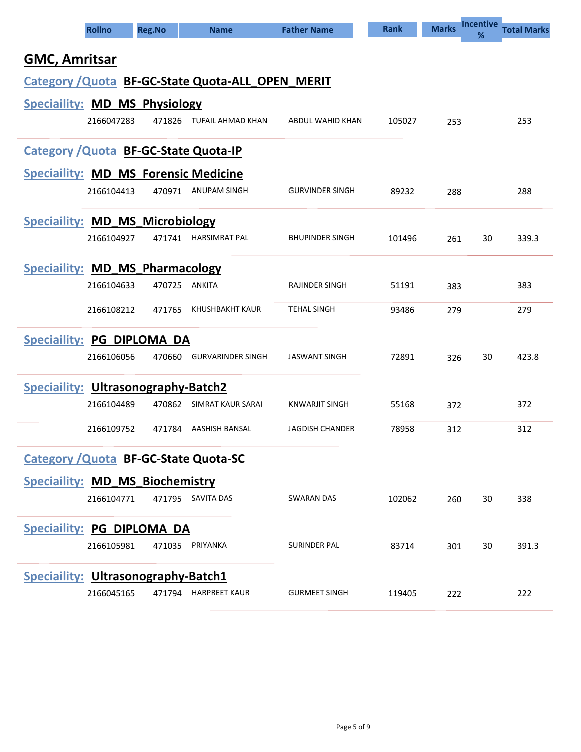| Rollno | Reg.No | Name | Father Name | Rank | Marks | Incentive % | Total Marks |
|---|---|---|---|---|---|---|---|

## GMC, Amritsar

### Category /Quota BF-GC-State Quota-ALL_OPEN_MERIT

#### Speciaility: MD_MS_Physiology

| Rollno | Reg.No | Name | Father Name | Rank | Marks | Incentive % | Total Marks |
|---|---|---|---|---|---|---|---|
| 2166047283 | 471826 | TUFAIL AHMAD KHAN | ABDUL WAHID KHAN | 105027 | 253 | | 253 |

### Category /Quota BF-GC-State Quota-IP

#### Speciaility: MD_MS_Forensic Medicine

| Rollno | Reg.No | Name | Father Name | Rank | Marks | Incentive % | Total Marks |
|---|---|---|---|---|---|---|---|
| 2166104413 | 470971 | ANUPAM SINGH | GURVINDER SINGH | 89232 | 288 | | 288 |

#### Speciaility: MD_MS_Microbiology

| Rollno | Reg.No | Name | Father Name | Rank | Marks | Incentive % | Total Marks |
|---|---|---|---|---|---|---|---|
| 2166104927 | 471741 | HARSIMRAT PAL | BHUPINDER SINGH | 101496 | 261 | 30 | 339.3 |

#### Speciaility: MD_MS_Pharmacology

| Rollno | Reg.No | Name | Father Name | Rank | Marks | Incentive % | Total Marks |
|---|---|---|---|---|---|---|---|
| 2166104633 | 470725 | ANKITA | RAJINDER SINGH | 51191 | 383 | | 383 |
| 2166108212 | 471765 | KHUSHBAKHT KAUR | TEHAL SINGH | 93486 | 279 | | 279 |

#### Speciaility: PG_DIPLOMA_DA

| Rollno | Reg.No | Name | Father Name | Rank | Marks | Incentive % | Total Marks |
|---|---|---|---|---|---|---|---|
| 2166106056 | 470660 | GURVARINDER SINGH | JASWANT SINGH | 72891 | 326 | 30 | 423.8 |

#### Speciaility: Ultrasonography-Batch2

| Rollno | Reg.No | Name | Father Name | Rank | Marks | Incentive % | Total Marks |
|---|---|---|---|---|---|---|---|
| 2166104489 | 470862 | SIMRAT KAUR SARAI | KNWARJIT SINGH | 55168 | 372 | | 372 |
| 2166109752 | 471784 | AASHISH BANSAL | JAGDISH CHANDER | 78958 | 312 | | 312 |

### Category /Quota BF-GC-State Quota-SC

#### Speciaility: MD_MS_Biochemistry

| Rollno | Reg.No | Name | Father Name | Rank | Marks | Incentive % | Total Marks |
|---|---|---|---|---|---|---|---|
| 2166104771 | 471795 | SAVITA DAS | SWARAN DAS | 102062 | 260 | 30 | 338 |

#### Speciaility: PG_DIPLOMA_DA

| Rollno | Reg.No | Name | Father Name | Rank | Marks | Incentive % | Total Marks |
|---|---|---|---|---|---|---|---|
| 2166105981 | 471035 | PRIYANKA | SURINDER PAL | 83714 | 301 | 30 | 391.3 |

#### Speciaility: Ultrasonography-Batch1

| Rollno | Reg.No | Name | Father Name | Rank | Marks | Incentive % | Total Marks |
|---|---|---|---|---|---|---|---|
| 2166045165 | 471794 | HARPREET KAUR | GURMEET SINGH | 119405 | 222 | | 222 |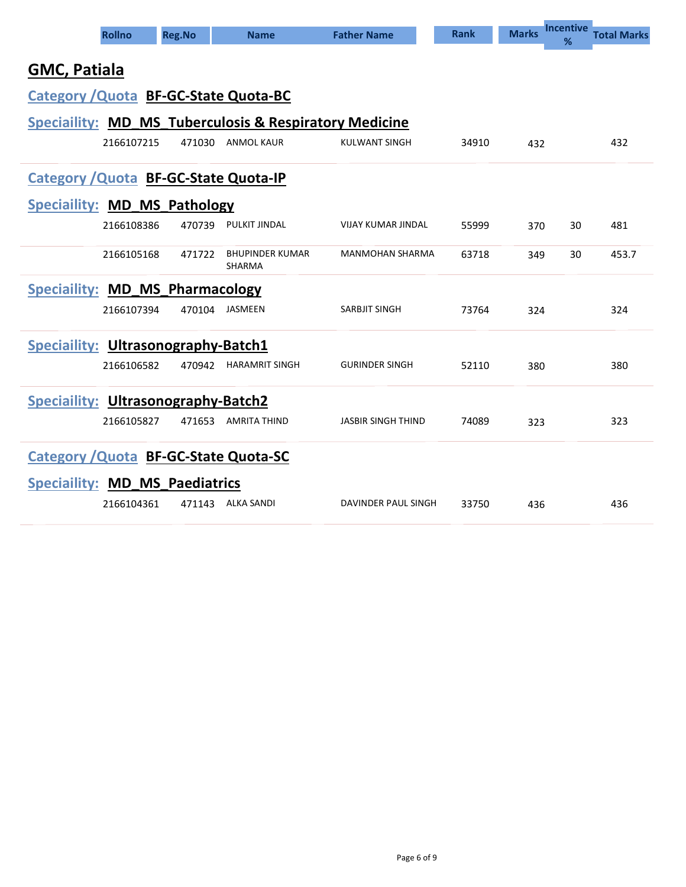| Rollno | Reg.No | Name | Father Name | Rank | Marks | Incentive % | Total Marks |
|---|---|---|---|---|---|---|---|

## GMC, Patiala

### Category /Quota BF-GC-State Quota-BC

#### Speciaility: MD_MS_Tuberculosis & Respiratory Medicine

| Rollno | Reg.No | Name | Father Name | Rank | Marks | Incentive % | Total Marks |
|---|---|---|---|---|---|---|---|
| 2166107215 | 471030 | ANMOL KAUR | KULWANT SINGH | 34910 | 432 | | 432 |

### Category /Quota BF-GC-State Quota-IP

#### Speciaility: MD_MS_Pathology

| Rollno | Reg.No | Name | Father Name | Rank | Marks | Incentive % | Total Marks |
|---|---|---|---|---|---|---|---|
| 2166108386 | 470739 | PULKIT JINDAL | VIJAY KUMAR JINDAL | 55999 | 370 | 30 | 481 |
| 2166105168 | 471722 | BHUPINDER KUMAR SHARMA | MANMOHAN SHARMA | 63718 | 349 | 30 | 453.7 |

#### Speciaility: MD_MS_Pharmacology

| Rollno | Reg.No | Name | Father Name | Rank | Marks | Incentive % | Total Marks |
|---|---|---|---|---|---|---|---|
| 2166107394 | 470104 | JASMEEN | SARBJIT SINGH | 73764 | 324 | | 324 |

#### Speciaility: Ultrasonography-Batch1

| Rollno | Reg.No | Name | Father Name | Rank | Marks | Incentive % | Total Marks |
|---|---|---|---|---|---|---|---|
| 2166106582 | 470942 | HARAMRIT SINGH | GURINDER SINGH | 52110 | 380 | | 380 |

#### Speciaility: Ultrasonography-Batch2

| Rollno | Reg.No | Name | Father Name | Rank | Marks | Incentive % | Total Marks |
|---|---|---|---|---|---|---|---|
| 2166105827 | 471653 | AMRITA THIND | JASBIR SINGH THIND | 74089 | 323 | | 323 |

### Category /Quota BF-GC-State Quota-SC

#### Speciaility: MD_MS_Paediatrics

| Rollno | Reg.No | Name | Father Name | Rank | Marks | Incentive % | Total Marks |
|---|---|---|---|---|---|---|---|
| 2166104361 | 471143 | ALKA SANDI | DAVINDER PAUL SINGH | 33750 | 436 | | 436 |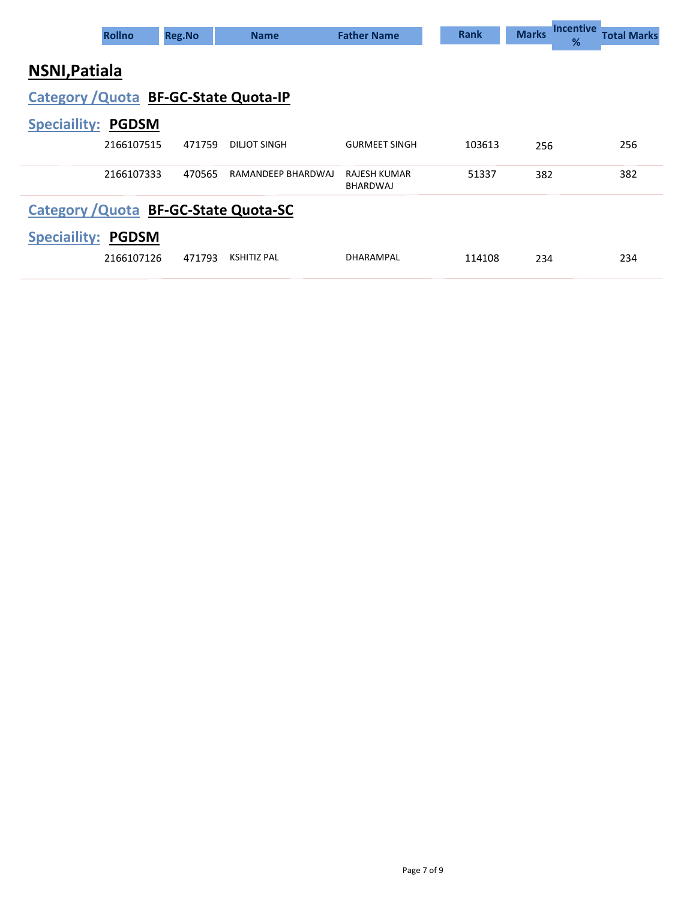| Rollno | Reg.No | Name | Father Name | Rank | Marks | Incentive % | Total Marks |
|---|---|---|---|---|---|---|---|

## NSNI,Patiala

### Category /Quota BF-GC-State Quota-IP

#### Speciaility: PGDSM

| Rollno | Reg.No | Name | Father Name | Rank | Marks | Incentive % | Total Marks |
|---|---|---|---|---|---|---|---|
| 2166107515 | 471759 | DILJOT SINGH | GURMEET SINGH | 103613 | 256 | | 256 |
| 2166107333 | 470565 | RAMANDEEP BHARDWAJ | RAJESH KUMAR BHARDWAJ | 51337 | 382 | | 382 |

### Category /Quota BF-GC-State Quota-SC

#### Speciaility: PGDSM

| Rollno | Reg.No | Name | Father Name | Rank | Marks | Incentive % | Total Marks |
|---|---|---|---|---|---|---|---|
| 2166107126 | 471793 | KSHITIZ PAL | DHARAMPAL | 114108 | 234 | | 234 |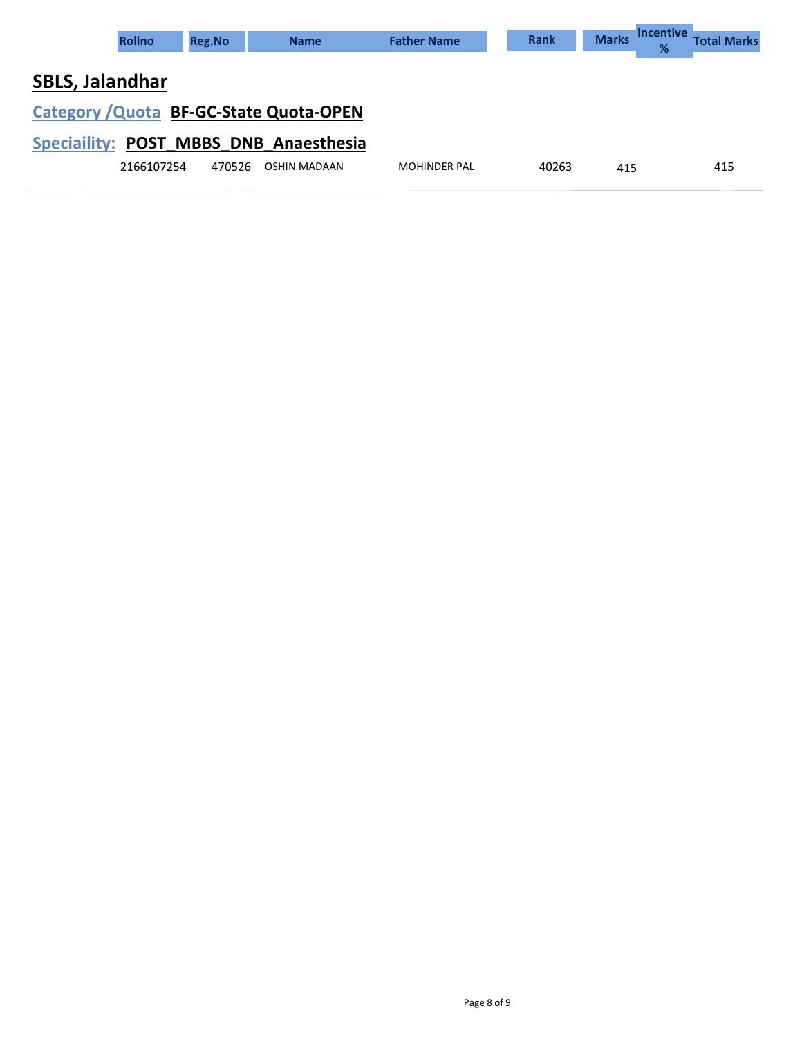| Rollno | Reg.No | Name | Father Name | Rank | Marks | Incentive % | Total Marks |
|---|---|---|---|---|---|---|---|

## SBLS, Jalandhar

### Category /Quota **BF-GC-State Quota-OPEN**

### Speciaility: **POST_MBBS_DNB_Anaesthesia**

| Rollno | Reg.No | Name | Father Name | Rank | Marks | Incentive % | Total Marks |
|---|---|---|---|---|---|---|---|
| 2166107254 | 470526 | OSHIN MADAAN | MOHINDER PAL | 40263 | 415 | | 415 |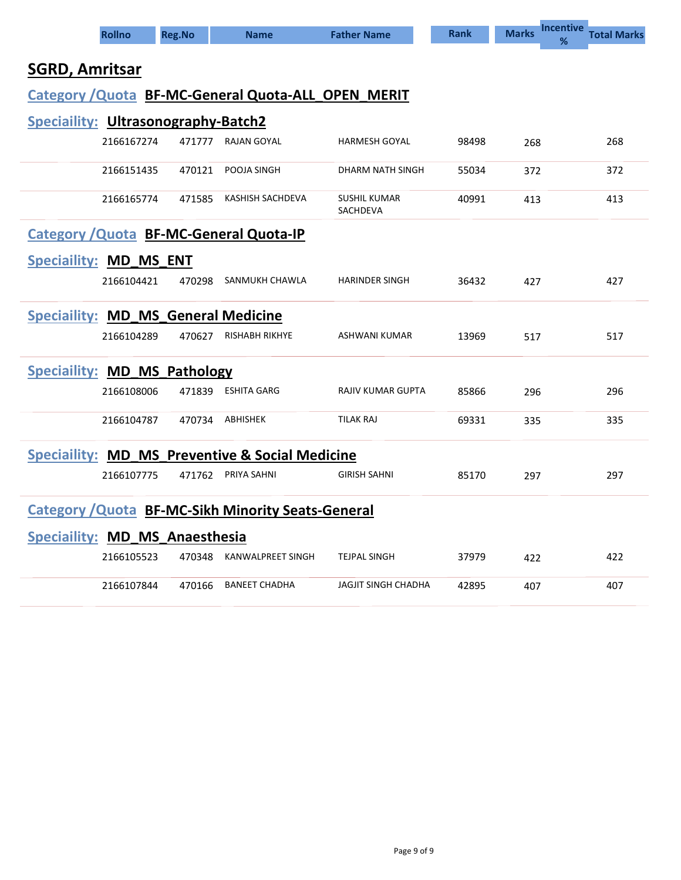| Rollno | Reg.No | Name | Father Name | Rank | Marks | Incentive % | Total Marks |
|---|---|---|---|---|---|---|---|

## SGRD, Amritsar

### Category /Quota BF-MC-General Quota-ALL_OPEN_MERIT

#### Speciaility: Ultrasonography-Batch2

| Rollno | Reg.No | Name | Father Name | Rank | Marks | Incentive % | Total Marks |
|---|---|---|---|---|---|---|---|
| 2166167274 | 471777 | RAJAN GOYAL | HARMESH GOYAL | 98498 | 268 | | 268 |
| 2166151435 | 470121 | POOJA SINGH | DHARM NATH SINGH | 55034 | 372 | | 372 |
| 2166165774 | 471585 | KASHISH SACHDEVA | SUSHIL KUMAR SACHDEVA | 40991 | 413 | | 413 |

### Category /Quota BF-MC-General Quota-IP

#### Speciaility: MD_MS_ENT

| Rollno | Reg.No | Name | Father Name | Rank | Marks | Incentive % | Total Marks |
|---|---|---|---|---|---|---|---|
| 2166104421 | 470298 | SANMUKH CHAWLA | HARINDER SINGH | 36432 | 427 | | 427 |

#### Speciaility: MD_MS_General Medicine

| Rollno | Reg.No | Name | Father Name | Rank | Marks | Incentive % | Total Marks |
|---|---|---|---|---|---|---|---|
| 2166104289 | 470627 | RISHABH RIKHYE | ASHWANI KUMAR | 13969 | 517 | | 517 |

#### Speciaility: MD_MS_Pathology

| Rollno | Reg.No | Name | Father Name | Rank | Marks | Incentive % | Total Marks |
|---|---|---|---|---|---|---|---|
| 2166108006 | 471839 | ESHITA GARG | RAJIV KUMAR GUPTA | 85866 | 296 | | 296 |
| 2166104787 | 470734 | ABHISHEK | TILAK RAJ | 69331 | 335 | | 335 |

#### Speciaility: MD_MS_Preventive & Social Medicine

| Rollno | Reg.No | Name | Father Name | Rank | Marks | Incentive % | Total Marks |
|---|---|---|---|---|---|---|---|
| 2166107775 | 471762 | PRIYA SAHNI | GIRISH SAHNI | 85170 | 297 | | 297 |

### Category /Quota BF-MC-Sikh Minority Seats-General

#### Speciaility: MD_MS_Anaesthesia

| Rollno | Reg.No | Name | Father Name | Rank | Marks | Incentive % | Total Marks |
|---|---|---|---|---|---|---|---|
| 2166105523 | 470348 | KANWALPREET SINGH | TEJPAL SINGH | 37979 | 422 | | 422 |
| 2166107844 | 470166 | BANEET CHADHA | JAGJIT SINGH CHADHA | 42895 | 407 | | 407 |